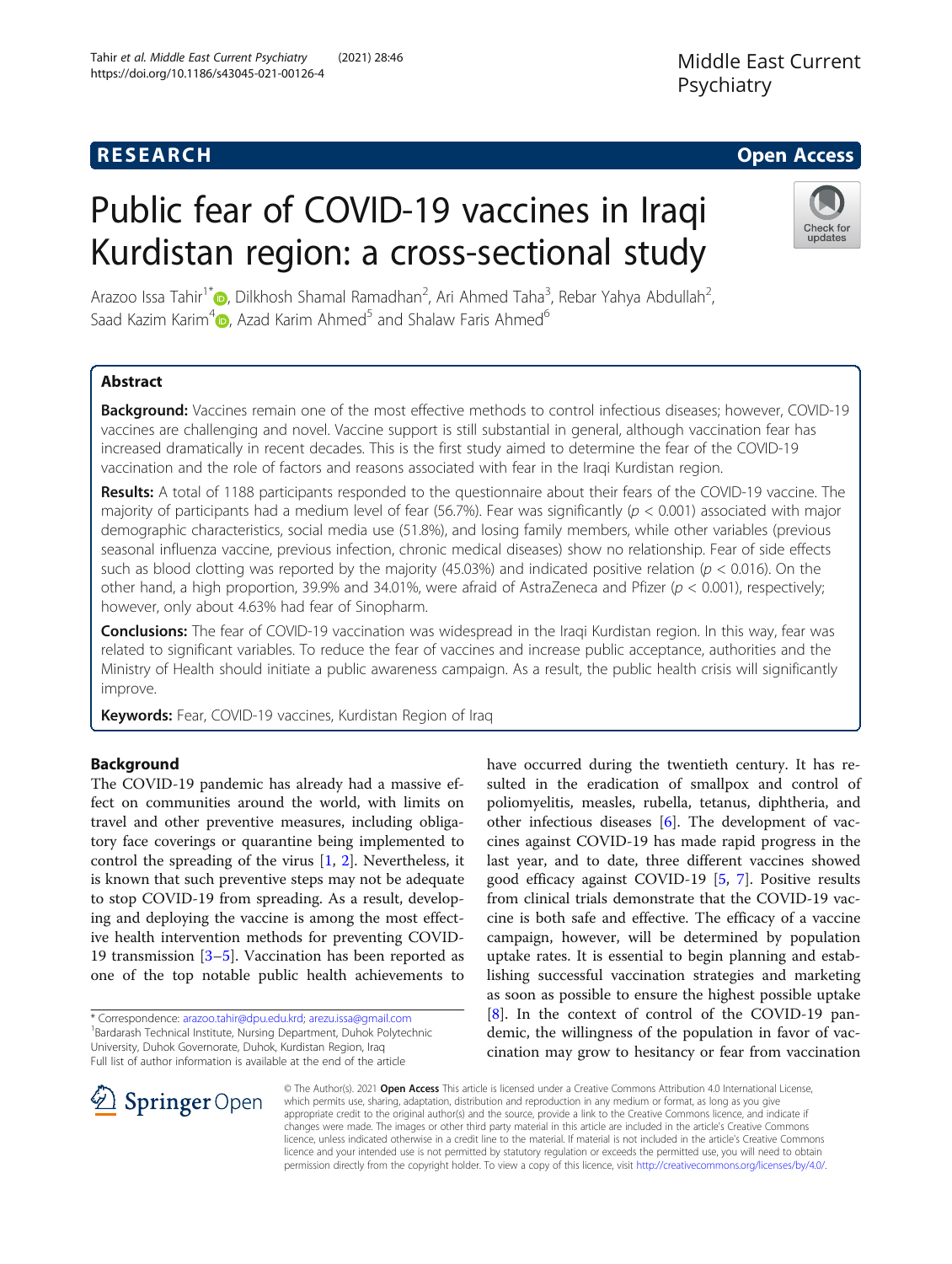RESEARCH

Open Access

# Public fear of COVID-19 vaccines in Iraqi Kurdistan region: a cross-sectional study

Arazoo Issa Tahir[1*], Dilkhosh Shamal Ramadhan[2], Ari Ahmed Taha[3], Rebar Yahya Abdullah[2], Saad Kazim Karim[4], Azad Karim Ahmed[5] and Shalaw Faris Ahmed[6]

## Abstract

**Background:** Vaccines remain one of the most effective methods to control infectious diseases; however, COVID-19 vaccines are challenging and novel. Vaccine support is still substantial in general, although vaccination fear has increased dramatically in recent decades. This is the first study aimed to determine the fear of the COVID-19 vaccination and the role of factors and reasons associated with fear in the Iraqi Kurdistan region.

**Results:** A total of 1188 participants responded to the questionnaire about their fears of the COVID-19 vaccine. The majority of participants had a medium level of fear (56.7%). Fear was significantly ($p < 0.001$) associated with major demographic characteristics, social media use (51.8%), and losing family members, while other variables (previous seasonal influenza vaccine, previous infection, chronic medical diseases) show no relationship. Fear of side effects such as blood clotting was reported by the majority (45.03%) and indicated positive relation ($p < 0.016$). On the other hand, a high proportion, 39.9% and 34.01%, were afraid of AstraZeneca and Pfizer ($p < 0.001$), respectively; however, only about 4.63% had fear of Sinopharm.

**Conclusions:** The fear of COVID-19 vaccination was widespread in the Iraqi Kurdistan region. In this way, fear was related to significant variables. To reduce the fear of vaccines and increase public acceptance, authorities and the Ministry of Health should initiate a public awareness campaign. As a result, the public health crisis will significantly improve.

**Keywords:** Fear, COVID-19 vaccines, Kurdistan Region of Iraq

## Background

The COVID-19 pandemic has already had a massive effect on communities around the world, with limits on travel and other preventive measures, including obligatory face coverings or quarantine being implemented to control the spreading of the virus [1, 2]. Nevertheless, it is known that such preventive steps may not be adequate to stop COVID-19 from spreading. As a result, developing and deploying the vaccine is among the most effective health intervention methods for preventing COVID-19 transmission [3–5]. Vaccination has been reported as one of the top notable public health achievements to have occurred during the twentieth century. It has resulted in the eradication of smallpox and control of poliomyelitis, measles, rubella, tetanus, diphtheria, and other infectious diseases [6]. The development of vaccines against COVID-19 has made rapid progress in the last year, and to date, three different vaccines showed good efficacy against COVID-19 [5, 7]. Positive results from clinical trials demonstrate that the COVID-19 vaccine is both safe and effective. The efficacy of a vaccine campaign, however, will be determined by population uptake rates. It is essential to begin planning and establishing successful vaccination strategies and marketing as soon as possible to ensure the highest possible uptake [8]. In the context of control of the COVID-19 pandemic, the willingness of the population in favor of vaccination may grow to hesitancy or fear from vaccination

\* Correspondence: arazoo.tahir@dpu.edu.krd; arezu.issa@gmail.com
[1]Bardarash Technical Institute, Nursing Department, Duhok Polytechnic University, Duhok Governorate, Duhok, Kurdistan Region, Iraq
Full list of author information is available at the end of the article

© The Author(s). 2021 **Open Access** This article is licensed under a Creative Commons Attribution 4.0 International License, which permits use, sharing, adaptation, distribution and reproduction in any medium or format, as long as you give appropriate credit to the original author(s) and the source, provide a link to the Creative Commons licence, and indicate if changes were made. The images or other third party material in this article are included in the article's Creative Commons licence, unless indicated otherwise in a credit line to the material. If material is not included in the article's Creative Commons licence and your intended use is not permitted by statutory regulation or exceeds the permitted use, you will need to obtain permission directly from the copyright holder. To view a copy of this licence, visit http://creativecommons.org/licenses/by/4.0/.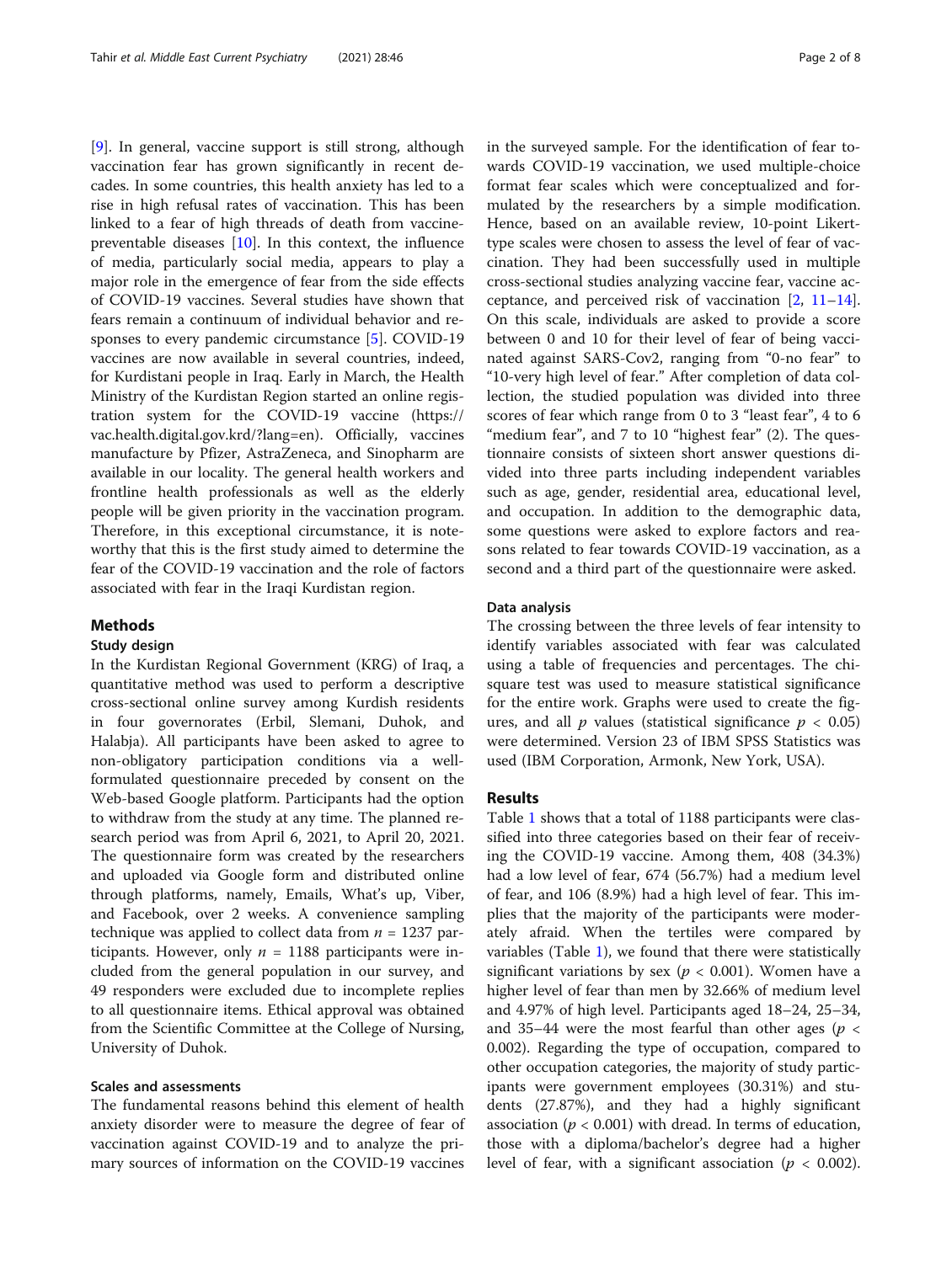[9]. In general, vaccine support is still strong, although vaccination fear has grown significantly in recent decades. In some countries, this health anxiety has led to a rise in high refusal rates of vaccination. This has been linked to a fear of high threads of death from vaccine-preventable diseases [10]. In this context, the influence of media, particularly social media, appears to play a major role in the emergence of fear from the side effects of COVID-19 vaccines. Several studies have shown that fears remain a continuum of individual behavior and responses to every pandemic circumstance [5]. COVID-19 vaccines are now available in several countries, indeed, for Kurdistani people in Iraq. Early in March, the Health Ministry of the Kurdistan Region started an online registration system for the COVID-19 vaccine (https://vac.health.digital.gov.krd/?lang=en). Officially, vaccines manufacture by Pfizer, AstraZeneca, and Sinopharm are available in our locality. The general health workers and frontline health professionals as well as the elderly people will be given priority in the vaccination program. Therefore, in this exceptional circumstance, it is noteworthy that this is the first study aimed to determine the fear of the COVID-19 vaccination and the role of factors associated with fear in the Iraqi Kurdistan region.

## Methods

### Study design

In the Kurdistan Regional Government (KRG) of Iraq, a quantitative method was used to perform a descriptive cross-sectional online survey among Kurdish residents in four governorates (Erbil, Slemani, Duhok, and Halabja). All participants have been asked to agree to non-obligatory participation conditions via a well-formulated questionnaire preceded by consent on the Web-based Google platform. Participants had the option to withdraw from the study at any time. The planned research period was from April 6, 2021, to April 20, 2021. The questionnaire form was created by the researchers and uploaded via Google form and distributed online through platforms, namely, Emails, What's up, Viber, and Facebook, over 2 weeks. A convenience sampling technique was applied to collect data from $n$ = 1237 participants. However, only $n$ = 1188 participants were included from the general population in our survey, and 49 responders were excluded due to incomplete replies to all questionnaire items. Ethical approval was obtained from the Scientific Committee at the College of Nursing, University of Duhok.

### Scales and assessments

The fundamental reasons behind this element of health anxiety disorder were to measure the degree of fear of vaccination against COVID-19 and to analyze the primary sources of information on the COVID-19 vaccines in the surveyed sample. For the identification of fear towards COVID-19 vaccination, we used multiple-choice format fear scales which were conceptualized and formulated by the researchers by a simple modification. Hence, based on an available review, 10-point Likert-type scales were chosen to assess the level of fear of vaccination. They had been successfully used in multiple cross-sectional studies analyzing vaccine fear, vaccine acceptance, and perceived risk of vaccination [2, 11–14]. On this scale, individuals are asked to provide a score between 0 and 10 for their level of fear of being vaccinated against SARS-Cov2, ranging from "0-no fear" to "10-very high level of fear." After completion of data collection, the studied population was divided into three scores of fear which range from 0 to 3 "least fear", 4 to 6 "medium fear", and 7 to 10 "highest fear" (2). The questionnaire consists of sixteen short answer questions divided into three parts including independent variables such as age, gender, residential area, educational level, and occupation. In addition to the demographic data, some questions were asked to explore factors and reasons related to fear towards COVID-19 vaccination, as a second and a third part of the questionnaire were asked.

### Data analysis

The crossing between the three levels of fear intensity to identify variables associated with fear was calculated using a table of frequencies and percentages. The chi-square test was used to measure statistical significance for the entire work. Graphs were used to create the figures, and all $p$ values (statistical significance $p < 0.05$) were determined. Version 23 of IBM SPSS Statistics was used (IBM Corporation, Armonk, New York, USA).

## Results

Table 1 shows that a total of 1188 participants were classified into three categories based on their fear of receiving the COVID-19 vaccine. Among them, 408 (34.3%) had a low level of fear, 674 (56.7%) had a medium level of fear, and 106 (8.9%) had a high level of fear. This implies that the majority of the participants were moderately afraid. When the tertiles were compared by variables (Table 1), we found that there were statistically significant variations by sex ($p < 0.001$). Women have a higher level of fear than men by 32.66% of medium level and 4.97% of high level. Participants aged 18–24, 25–34, and 35–44 were the most fearful than other ages ($p < 0.002$). Regarding the type of occupation, compared to other occupation categories, the majority of study participants were government employees (30.31%) and students (27.87%), and they had a highly significant association ($p < 0.001$) with dread. In terms of education, those with a diploma/bachelor's degree had a higher level of fear, with a significant association ($p < 0.002$).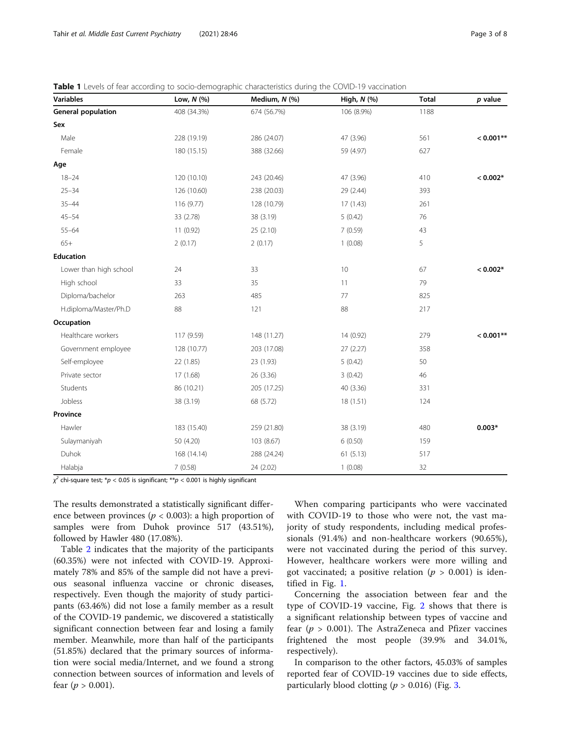**Table 1** Levels of fear according to socio-demographic characteristics during the COVID-19 vaccination

| Variables | Low, *N* (%) | Medium, *N* (%) | High, *N* (%) | Total | *p* value |
|---|---|---|---|---|---|
| **General population** | 408 (34.3%) | 674 (56.7%) | 106 (8.9%) | 1188 | |
| **Sex** | | | | | |
| Male | 228 (19.19) | 286 (24.07) | 47 (3.96) | 561 | **< 0.001**** |
| Female | 180 (15.15) | 388 (32.66) | 59 (4.97) | 627 | |
| **Age** | | | | | |
| 18–24 | 120 (10.10) | 243 (20.46) | 47 (3.96) | 410 | **< 0.002*** |
| 25–34 | 126 (10.60) | 238 (20.03) | 29 (2.44) | 393 | |
| 35–44 | 116 (9.77) | 128 (10.79) | 17 (1.43) | 261 | |
| 45–54 | 33 (2.78) | 38 (3.19) | 5 (0.42) | 76 | |
| 55–64 | 11 (0.92) | 25 (2.10) | 7 (0.59) | 43 | |
| 65+ | 2 (0.17) | 2 (0.17) | 1 (0.08) | 5 | |
| **Education** | | | | | |
| Lower than high school | 24 | 33 | 10 | 67 | **< 0.002*** |
| High school | 33 | 35 | 11 | 79 | |
| Diploma/bachelor | 263 | 485 | 77 | 825 | |
| H.diploma/Master/Ph.D | 88 | 121 | 88 | 217 | |
| **Occupation** | | | | | |
| Healthcare workers | 117 (9.59) | 148 (11.27) | 14 (0.92) | 279 | **< 0.001**** |
| Government employee | 128 (10.77) | 203 (17.08) | 27 (2.27) | 358 | |
| Self-employee | 22 (1.85) | 23 (1.93) | 5 (0.42) | 50 | |
| Private sector | 17 (1.68) | 26 (3.36) | 3 (0.42) | 46 | |
| Students | 86 (10.21) | 205 (17.25) | 40 (3.36) | 331 | |
| Jobless | 38 (3.19) | 68 (5.72) | 18 (1.51) | 124 | |
| **Province** | | | | | |
| Hawler | 183 (15.40) | 259 (21.80) | 38 (3.19) | 480 | **0.003*** |
| Sulaymaniyah | 50 (4.20) | 103 (8.67) | 6 (0.50) | 159 | |
| Duhok | 168 (14.14) | 288 (24.24) | 61 (5.13) | 517 | |
| Halabja | 7 (0.58) | 24 (2.02) | 1 (0.08) | 32 | |

$\chi^2$ chi-square test; $*p < 0.05$ is significant; $**p < 0.001$ is highly significant

The results demonstrated a statistically significant difference between provinces ($p < 0.003$): a high proportion of samples were from Duhok province 517 (43.51%), followed by Hawler 480 (17.08%).

Table 2 indicates that the majority of the participants (60.35%) were not infected with COVID-19. Approximately 78% and 85% of the sample did not have a previous seasonal influenza vaccine or chronic diseases, respectively. Even though the majority of study participants (63.46%) did not lose a family member as a result of the COVID-19 pandemic, we discovered a statistically significant connection between fear and losing a family member. Meanwhile, more than half of the participants (51.85%) declared that the primary sources of information were social media/Internet, and we found a strong connection between sources of information and levels of fear ($p > 0.001$).

When comparing participants who were vaccinated with COVID-19 to those who were not, the vast majority of study respondents, including medical professionals (91.4%) and non-healthcare workers (90.65%), were not vaccinated during the period of this survey. However, healthcare workers were more willing and got vaccinated; a positive relation ($p > 0.001$) is identified in Fig. 1.

Concerning the association between fear and the type of COVID-19 vaccine, Fig. 2 shows that there is a significant relationship between types of vaccine and fear ($p > 0.001$). The AstraZeneca and Pfizer vaccines frightened the most people (39.9% and 34.01%, respectively).

In comparison to the other factors, 45.03% of samples reported fear of COVID-19 vaccines due to side effects, particularly blood clotting ($p > 0.016$) (Fig. 3.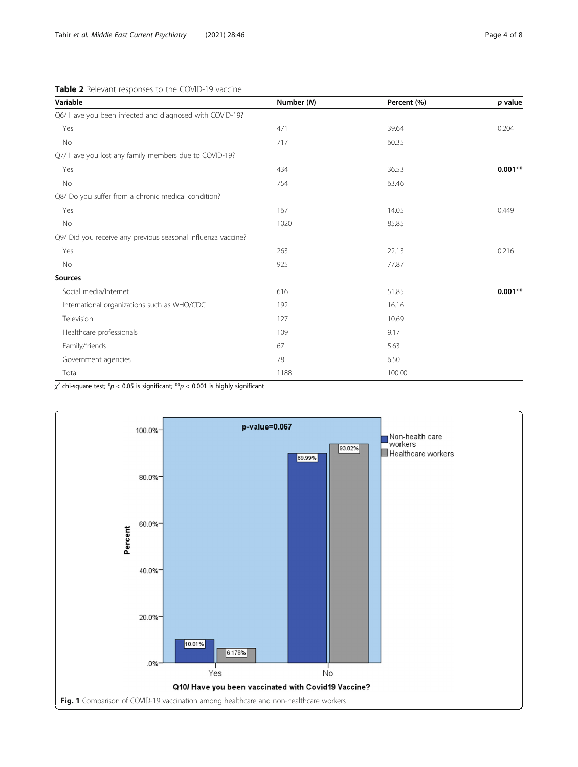**Table 2** Relevant responses to the COVID-19 vaccine

| Variable | Number (*N*) | Percent (%) | *p* value |
|---|---|---|---|
| Q6/ Have you been infected and diagnosed with COVID-19? | | | |
| Yes | 471 | 39.64 | 0.204 |
| No | 717 | 60.35 | |
| Q7/ Have you lost any family members due to COVID-19? | | | |
| Yes | 434 | 36.53 | **0.001**** |
| No | 754 | 63.46 | |
| Q8/ Do you suffer from a chronic medical condition? | | | |
| Yes | 167 | 14.05 | 0.449 |
| No | 1020 | 85.85 | |
| Q9/ Did you receive any previous seasonal influenza vaccine? | | | |
| Yes | 263 | 22.13 | 0.216 |
| No | 925 | 77.87 | |
| **Sources** | | | |
| Social media/Internet | 616 | 51.85 | **0.001**** |
| International organizations such as WHO/CDC | 192 | 16.16 | |
| Television | 127 | 10.69 | |
| Healthcare professionals | 109 | 9.17 | |
| Family/friends | 67 | 5.63 | |
| Government agencies | 78 | 6.50 | |
| Total | 1188 | 100.00 | |

$\chi^2$ chi-square test; \**p* < 0.05 is significant; \*\**p* < 0.001 is highly significant

**Fig. 1** Comparison of COVID-19 vaccination among healthcare and non-healthcare workers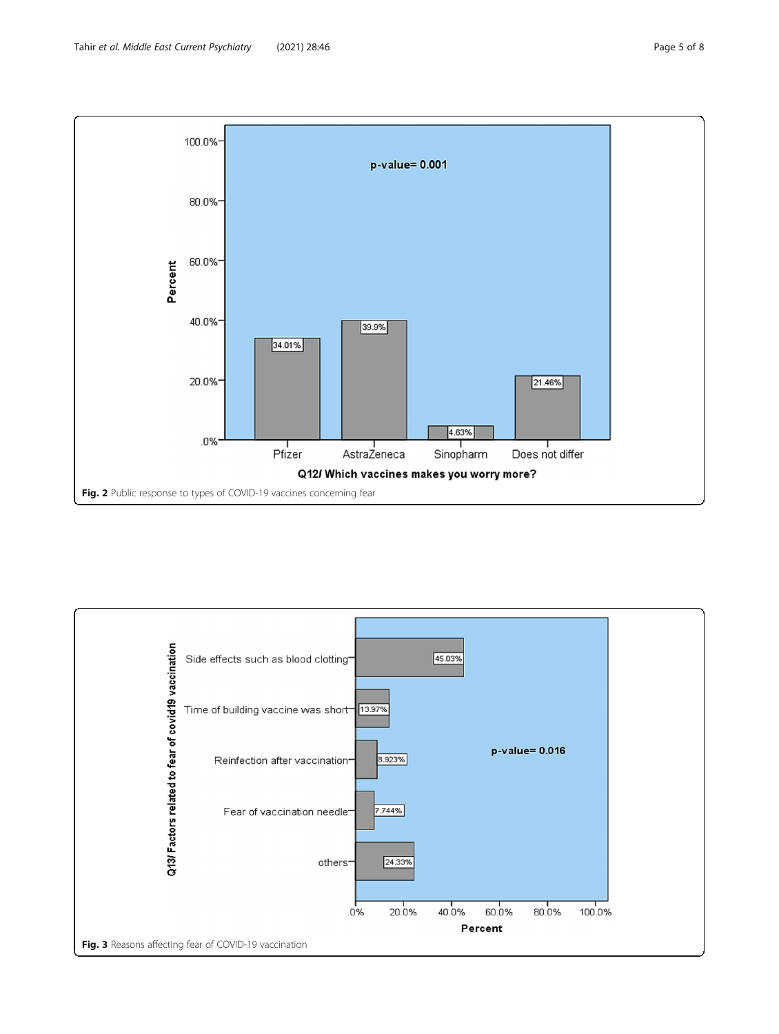Fig. 2 Public response to types of COVID-19 vaccines concerning fear

Fig. 3 Reasons affecting fear of COVID-19 vaccination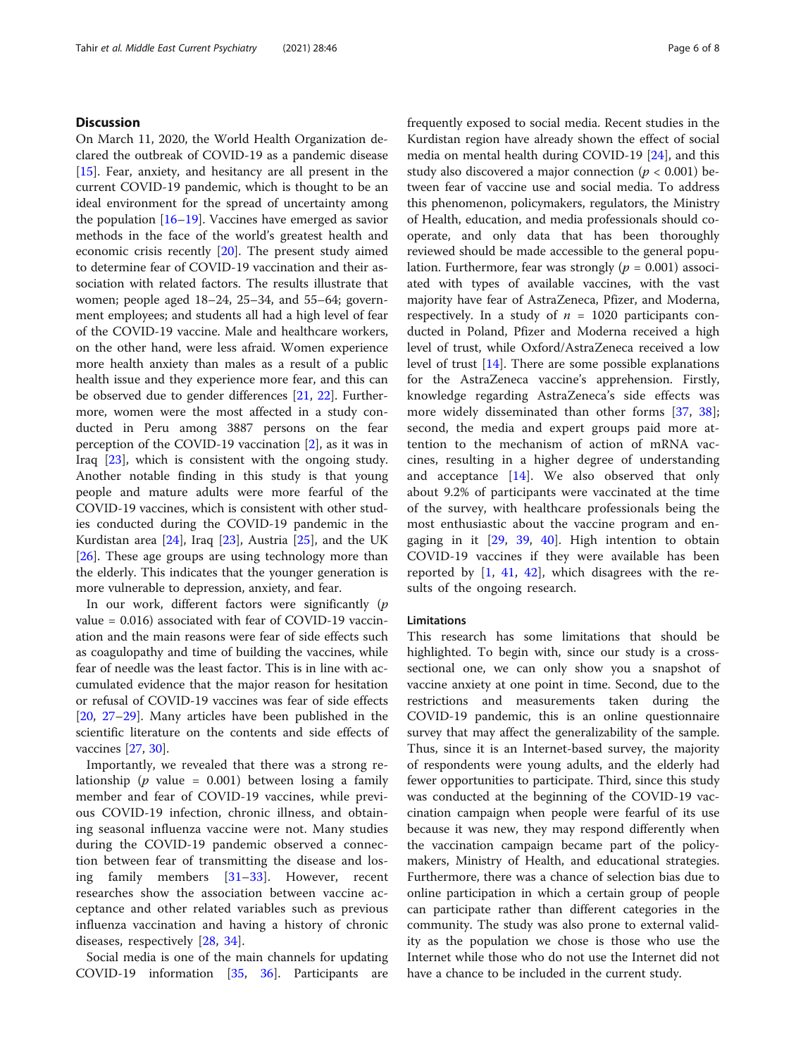## Discussion

On March 11, 2020, the World Health Organization declared the outbreak of COVID-19 as a pandemic disease [15]. Fear, anxiety, and hesitancy are all present in the current COVID-19 pandemic, which is thought to be an ideal environment for the spread of uncertainty among the population [16–19]. Vaccines have emerged as savior methods in the face of the world's greatest health and economic crisis recently [20]. The present study aimed to determine fear of COVID-19 vaccination and their association with related factors. The results illustrate that women; people aged 18–24, 25–34, and 55–64; government employees; and students all had a high level of fear of the COVID-19 vaccine. Male and healthcare workers, on the other hand, were less afraid. Women experience more health anxiety than males as a result of a public health issue and they experience more fear, and this can be observed due to gender differences [21, 22]. Furthermore, women were the most affected in a study conducted in Peru among 3887 persons on the fear perception of the COVID-19 vaccination [2], as it was in Iraq [23], which is consistent with the ongoing study. Another notable finding in this study is that young people and mature adults were more fearful of the COVID-19 vaccines, which is consistent with other studies conducted during the COVID-19 pandemic in the Kurdistan area [24], Iraq [23], Austria [25], and the UK [26]. These age groups are using technology more than the elderly. This indicates that the younger generation is more vulnerable to depression, anxiety, and fear.

In our work, different factors were significantly ($p$ value = 0.016) associated with fear of COVID-19 vaccination and the main reasons were fear of side effects such as coagulopathy and time of building the vaccines, while fear of needle was the least factor. This is in line with accumulated evidence that the major reason for hesitation or refusal of COVID-19 vaccines was fear of side effects [20, 27–29]. Many articles have been published in the scientific literature on the contents and side effects of vaccines [27, 30].

Importantly, we revealed that there was a strong relationship ($p$ value = 0.001) between losing a family member and fear of COVID-19 vaccines, while previous COVID-19 infection, chronic illness, and obtaining seasonal influenza vaccine were not. Many studies during the COVID-19 pandemic observed a connection between fear of transmitting the disease and losing family members [31–33]. However, recent researches show the association between vaccine acceptance and other related variables such as previous influenza vaccination and having a history of chronic diseases, respectively [28, 34].

Social media is one of the main channels for updating COVID-19 information [35, 36]. Participants are frequently exposed to social media. Recent studies in the Kurdistan region have already shown the effect of social media on mental health during COVID-19 [24], and this study also discovered a major connection ($p < 0.001$) between fear of vaccine use and social media. To address this phenomenon, policymakers, regulators, the Ministry of Health, education, and media professionals should cooperate, and only data that has been thoroughly reviewed should be made accessible to the general population. Furthermore, fear was strongly ($p = 0.001$) associated with types of available vaccines, with the vast majority have fear of AstraZeneca, Pfizer, and Moderna, respectively. In a study of $n = 1020$ participants conducted in Poland, Pfizer and Moderna received a high level of trust, while Oxford/AstraZeneca received a low level of trust [14]. There are some possible explanations for the AstraZeneca vaccine's apprehension. Firstly, knowledge regarding AstraZeneca's side effects was more widely disseminated than other forms [37, 38]; second, the media and expert groups paid more attention to the mechanism of action of mRNA vaccines, resulting in a higher degree of understanding and acceptance [14]. We also observed that only about 9.2% of participants were vaccinated at the time of the survey, with healthcare professionals being the most enthusiastic about the vaccine program and engaging in it [29, 39, 40]. High intention to obtain COVID-19 vaccines if they were available has been reported by [1, 41, 42], which disagrees with the results of the ongoing research.

### Limitations

This research has some limitations that should be highlighted. To begin with, since our study is a cross-sectional one, we can only show you a snapshot of vaccine anxiety at one point in time. Second, due to the restrictions and measurements taken during the COVID-19 pandemic, this is an online questionnaire survey that may affect the generalizability of the sample. Thus, since it is an Internet-based survey, the majority of respondents were young adults, and the elderly had fewer opportunities to participate. Third, since this study was conducted at the beginning of the COVID-19 vaccination campaign when people were fearful of its use because it was new, they may respond differently when the vaccination campaign became part of the policymakers, Ministry of Health, and educational strategies. Furthermore, there was a chance of selection bias due to online participation in which a certain group of people can participate rather than different categories in the community. The study was also prone to external validity as the population we chose is those who use the Internet while those who do not use the Internet did not have a chance to be included in the current study.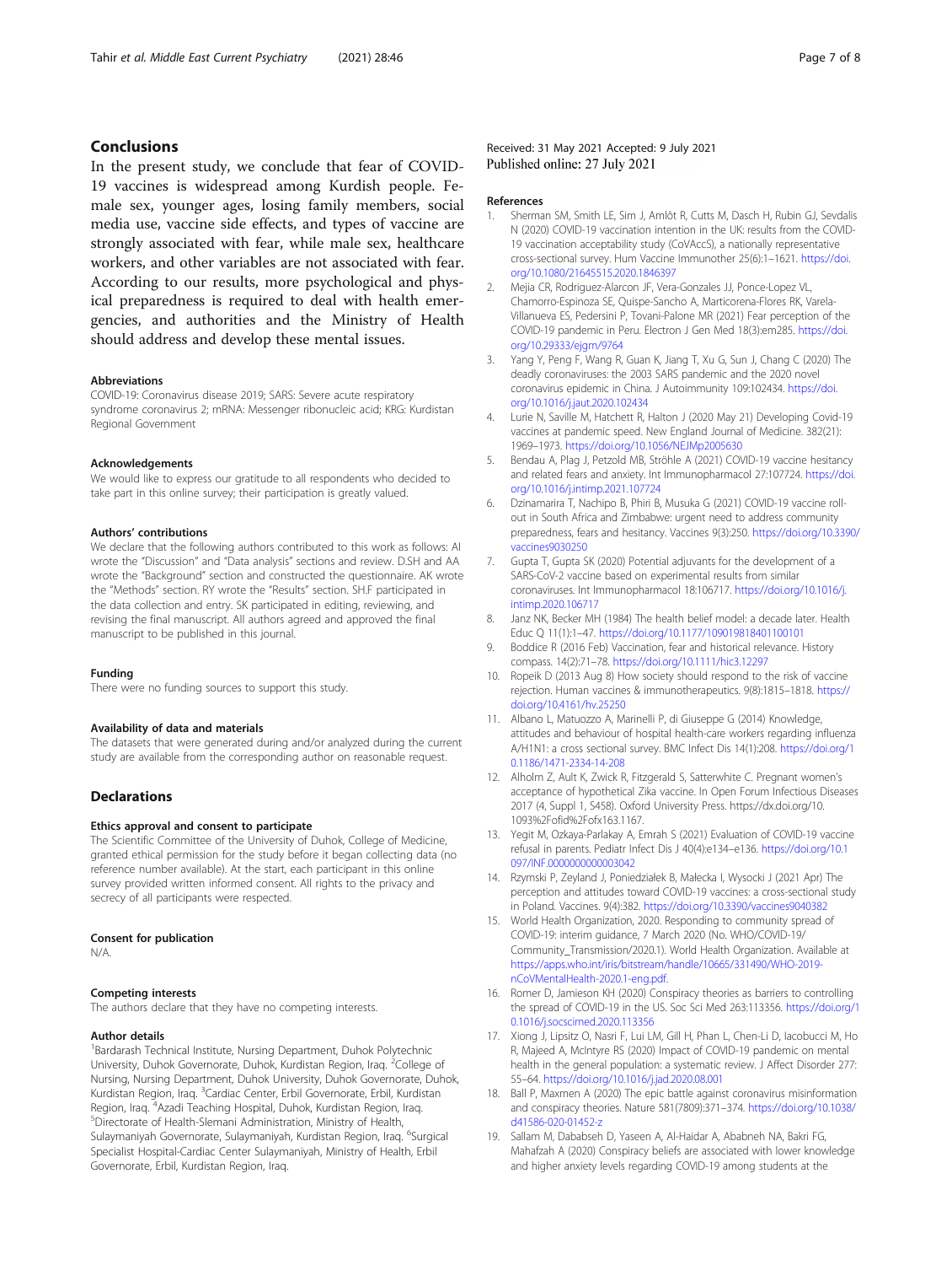## Conclusions

In the present study, we conclude that fear of COVID-19 vaccines is widespread among Kurdish people. Female sex, younger ages, losing family members, social media use, vaccine side effects, and types of vaccine are strongly associated with fear, while male sex, healthcare workers, and other variables are not associated with fear. According to our results, more psychological and physical preparedness is required to deal with health emergencies, and authorities and the Ministry of Health should address and develop these mental issues.

#### Abbreviations

COVID-19: Coronavirus disease 2019; SARS: Severe acute respiratory syndrome coronavirus 2; mRNA: Messenger ribonucleic acid; KRG: Kurdistan Regional Government

#### Acknowledgements

We would like to express our gratitude to all respondents who decided to take part in this online survey; their participation is greatly valued.

#### Authors' contributions

We declare that the following authors contributed to this work as follows: AI wrote the "Discussion" and "Data analysis" sections and review. D.SH and AA wrote the "Background" section and constructed the questionnaire. AK wrote the "Methods" section. RY wrote the "Results" section. SH.F participated in the data collection and entry. SK participated in editing, reviewing, and revising the final manuscript. All authors agreed and approved the final manuscript to be published in this journal.

#### Funding

There were no funding sources to support this study.

#### Availability of data and materials

The datasets that were generated during and/or analyzed during the current study are available from the corresponding author on reasonable request.

## Declarations

#### Ethics approval and consent to participate

The Scientific Committee of the University of Duhok, College of Medicine, granted ethical permission for the study before it began collecting data (no reference number available). At the start, each participant in this online survey provided written informed consent. All rights to the privacy and secrecy of all participants were respected.

#### Consent for publication

N/A.

#### Competing interests

The authors declare that they have no competing interests.

#### Author details

[1]Bardarash Technical Institute, Nursing Department, Duhok Polytechnic University, Duhok Governorate, Duhok, Kurdistan Region, Iraq. [2]College of Nursing, Nursing Department, Duhok University, Duhok Governorate, Duhok, Kurdistan Region, Iraq. [3]Cardiac Center, Erbil Governorate, Erbil, Kurdistan Region, Iraq. [4]Azadi Teaching Hospital, Duhok, Kurdistan Region, Iraq. [5]Directorate of Health-Slemani Administration, Ministry of Health, Sulaymaniyah Governorate, Sulaymaniyah, Kurdistan Region, Iraq. [6]Surgical Specialist Hospital-Cardiac Center Sulaymaniyah, Ministry of Health, Erbil Governorate, Erbil, Kurdistan Region, Iraq.

Received: 31 May 2021 Accepted: 9 July 2021
Published online: 27 July 2021

#### References

1. Sherman SM, Smith LE, Sim J, Amlôt R, Cutts M, Dasch H, Rubin GJ, Sevdalis N (2020) COVID-19 vaccination intention in the UK: results from the COVID-19 vaccination acceptability study (CoVAccS), a nationally representative cross-sectional survey. Hum Vaccine Immunother 25(6):1–1621. https://doi.org/10.1080/21645515.2020.1846397
2. Mejia CR, Rodriguez-Alarcon JF, Vera-Gonzales JJ, Ponce-Lopez VL, Chamorro-Espinoza SE, Quispe-Sancho A, Marticorena-Flores RK, Varela-Villanueva ES, Pedersini P, Tovani-Palone MR (2021) Fear perception of the COVID-19 pandemic in Peru. Electron J Gen Med 18(3):em285. https://doi.org/10.29333/ejgm/9764
3. Yang Y, Peng F, Wang R, Guan K, Jiang T, Xu G, Sun J, Chang C (2020) The deadly coronaviruses: the 2003 SARS pandemic and the 2020 novel coronavirus epidemic in China. J Autoimmunity 109:102434. https://doi.org/10.1016/j.jaut.2020.102434
4. Lurie N, Saville M, Hatchett R, Halton J (2020 May 21) Developing Covid-19 vaccines at pandemic speed. New England Journal of Medicine. 382(21): 1969–1973. https://doi.org/10.1056/NEJMp2005630
5. Bendau A, Plag J, Petzold MB, Ströhle A (2021) COVID-19 vaccine hesitancy and related fears and anxiety. Int Immunopharmacol 27:107724. https://doi.org/10.1016/j.intimp.2021.107724
6. Dzinamarira T, Nachipo B, Phiri B, Musuka G (2021) COVID-19 vaccine roll-out in South Africa and Zimbabwe: urgent need to address community preparedness, fears and hesitancy. Vaccines 9(3):250. https://doi.org/10.3390/vaccines9030250
7. Gupta T, Gupta SK (2020) Potential adjuvants for the development of a SARS-CoV-2 vaccine based on experimental results from similar coronaviruses. Int Immunopharmacol 18:106717. https://doi.org/10.1016/j.intimp.2020.106717
8. Janz NK, Becker MH (1984) The health belief model: a decade later. Health Educ Q 11(1):1–47. https://doi.org/10.1177/109019818401100101
9. Boddice R (2016 Feb) Vaccination, fear and historical relevance. History compass. 14(2):71–78. https://doi.org/10.1111/hic3.12297
10. Ropeik D (2013 Aug 8) How society should respond to the risk of vaccine rejection. Human vaccines & immunotherapeutics. 9(8):1815–1818. https://doi.org/10.4161/hv.25250
11. Albano L, Matuozzo A, Marinelli P, di Giuseppe G (2014) Knowledge, attitudes and behaviour of hospital health-care workers regarding influenza A/H1N1: a cross sectional survey. BMC Infect Dis 14(1):208. https://doi.org/10.1186/1471-2334-14-208
12. Alholm Z, Ault K, Zwick R, Fitzgerald S, Satterwhite C. Pregnant women's acceptance of hypothetical Zika vaccine. In Open Forum Infectious Diseases 2017 (4, Suppl 1, S458). Oxford University Press. https://dx.doi.org/10.1093%2Fofid%2Fofx163.1167.
13. Yegit M, Ozkaya-Parlakay A, Emrah S (2021) Evaluation of COVID-19 vaccine refusal in parents. Pediatr Infect Dis J 40(4):e134–e136. https://doi.org/10.1097/INF.0000000000003042
14. Rzymski P, Zeyland J, Poniedziałek B, Małecka I, Wysocki J (2021 Apr) The perception and attitudes toward COVID-19 vaccines: a cross-sectional study in Poland. Vaccines. 9(4):382. https://doi.org/10.3390/vaccines9040382
15. World Health Organization, 2020. Responding to community spread of COVID-19: interim guidance, 7 March 2020 (No. WHO/COVID-19/Community_Transmission/2020.1). World Health Organization. Available at https://apps.who.int/iris/bitstream/handle/10665/331490/WHO-2019-nCoVMentalHealth-2020.1-eng.pdf.
16. Romer D, Jamieson KH (2020) Conspiracy theories as barriers to controlling the spread of COVID-19 in the US. Soc Sci Med 263:113356. https://doi.org/10.1016/j.socscimed.2020.113356
17. Xiong J, Lipsitz O, Nasri F, Lui LM, Gill H, Phan L, Chen-Li D, Iacobucci M, Ho R, Majeed A, McIntyre RS (2020) Impact of COVID-19 pandemic on mental health in the general population: a systematic review. J Affect Disorder 277: 55–64. https://doi.org/10.1016/j.jad.2020.08.001
18. Ball P, Maxmen A (2020) The epic battle against coronavirus misinformation and conspiracy theories. Nature 581(7809):371–374. https://doi.org/10.1038/d41586-020-01452-z
19. Sallam M, Dababseh D, Yaseen A, Al-Haidar A, Ababneh NA, Bakri FG, Mahafzah A (2020) Conspiracy beliefs are associated with lower knowledge and higher anxiety levels regarding COVID-19 among students at the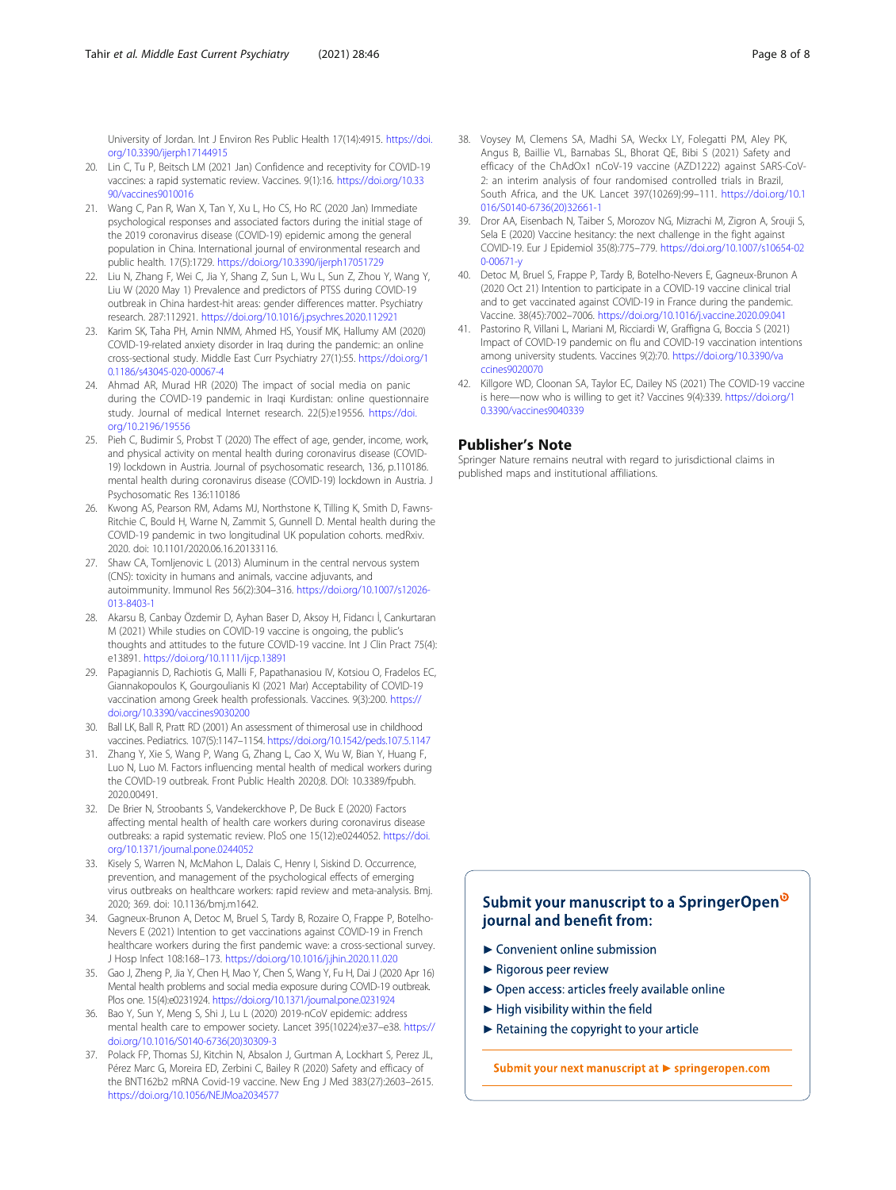University of Jordan. Int J Environ Res Public Health 17(14):4915. https://doi.org/10.3390/ijerph17144915

20. Lin C, Tu P, Beitsch LM (2021 Jan) Confidence and receptivity for COVID-19 vaccines: a rapid systematic review. Vaccines. 9(1):16. https://doi.org/10.3390/vaccines9010016
21. Wang C, Pan R, Wan X, Tan Y, Xu L, Ho CS, Ho RC (2020 Jan) Immediate psychological responses and associated factors during the initial stage of the 2019 coronavirus disease (COVID-19) epidemic among the general population in China. International journal of environmental research and public health. 17(5):1729. https://doi.org/10.3390/ijerph17051729
22. Liu N, Zhang F, Wei C, Jia Y, Shang Z, Sun L, Wu L, Sun Z, Zhou Y, Wang Y, Liu W (2020 May 1) Prevalence and predictors of PTSS during COVID-19 outbreak in China hardest-hit areas: gender differences matter. Psychiatry research. 287:112921. https://doi.org/10.1016/j.psychres.2020.112921
23. Karim SK, Taha PH, Amin NMM, Ahmed HS, Yousif MK, Hallumy AM (2020) COVID-19-related anxiety disorder in Iraq during the pandemic: an online cross-sectional study. Middle East Curr Psychiatry 27(1):55. https://doi.org/10.1186/s43045-020-00067-4
24. Ahmad AR, Murad HR (2020) The impact of social media on panic during the COVID-19 pandemic in Iraqi Kurdistan: online questionnaire study. Journal of medical Internet research. 22(5):e19556. https://doi.org/10.2196/19556
25. Pieh C, Budimir S, Probst T (2020) The effect of age, gender, income, work, and physical activity on mental health during coronavirus disease (COVID-19) lockdown in Austria. Journal of psychosomatic research, 136, p.110186. mental health during coronavirus disease (COVID-19) lockdown in Austria. J Psychosomatic Res 136:110186
26. Kwong AS, Pearson RM, Adams MJ, Northstone K, Tilling K, Smith D, Fawns-Ritchie C, Bould H, Warne N, Zammit S, Gunnell D. Mental health during the COVID-19 pandemic in two longitudinal UK population cohorts. medRxiv. 2020. doi: 10.1101/2020.06.16.20133116.
27. Shaw CA, Tomljenovic L (2013) Aluminum in the central nervous system (CNS): toxicity in humans and animals, vaccine adjuvants, and autoimmunity. Immunol Res 56(2):304–316. https://doi.org/10.1007/s12026-013-8403-1
28. Akarsu B, Canbay Özdemir D, Ayhan Baser D, Aksoy H, Fidancı İ, Cankurtaran M (2021) While studies on COVID-19 vaccine is ongoing, the public's thoughts and attitudes to the future COVID-19 vaccine. Int J Clin Pract 75(4):e13891. https://doi.org/10.1111/ijcp.13891
29. Papagiannis D, Rachiotis G, Malli F, Papathanasiou IV, Kotsiou O, Fradelos EC, Giannakopoulos K, Gourgoulianis KI (2021 Mar) Acceptability of COVID-19 vaccination among Greek health professionals. Vaccines. 9(3):200. https://doi.org/10.3390/vaccines9030200
30. Ball LK, Ball R, Pratt RD (2001) An assessment of thimerosal use in childhood vaccines. Pediatrics. 107(5):1147–1154. https://doi.org/10.1542/peds.107.5.1147
31. Zhang Y, Xie S, Wang P, Wang G, Zhang L, Cao X, Wu W, Bian Y, Huang F, Luo N, Luo M. Factors influencing mental health of medical workers during the COVID-19 outbreak. Front Public Health 2020;8. DOI: 10.3389/fpubh.2020.00491.
32. De Brier N, Stroobants S, Vandekerckhove P, De Buck E (2020) Factors affecting mental health of health care workers during coronavirus disease outbreaks: a rapid systematic review. PloS one 15(12):e0244052. https://doi.org/10.1371/journal.pone.0244052
33. Kisely S, Warren N, McMahon L, Dalais C, Henry I, Siskind D. Occurrence, prevention, and management of the psychological effects of emerging virus outbreaks on healthcare workers: rapid review and meta-analysis. Bmj. 2020; 369. doi: 10.1136/bmj.m1642.
34. Gagneux-Brunon A, Detoc M, Bruel S, Tardy B, Rozaire O, Frappe P, Botelho-Nevers E (2021) Intention to get vaccinations against COVID-19 in French healthcare workers during the first pandemic wave: a cross-sectional survey. J Hosp Infect 108:168–173. https://doi.org/10.1016/j.jhin.2020.11.020
35. Gao J, Zheng P, Jia Y, Chen H, Mao Y, Chen S, Wang Y, Fu H, Dai J (2020 Apr 16) Mental health problems and social media exposure during COVID-19 outbreak. Plos one. 15(4):e0231924. https://doi.org/10.1371/journal.pone.0231924
36. Bao Y, Sun Y, Meng S, Shi J, Lu L (2020) 2019-nCoV epidemic: address mental health care to empower society. Lancet 395(10224):e37–e38. https://doi.org/10.1016/S0140-6736(20)30309-3
37. Polack FP, Thomas SJ, Kitchin N, Absalon J, Gurtman A, Lockhart S, Perez JL, Pérez Marc G, Moreira ED, Zerbini C, Bailey R (2020) Safety and efficacy of the BNT162b2 mRNA Covid-19 vaccine. New Eng J Med 383(27):2603–2615. https://doi.org/10.1056/NEJMoa2034577
38. Voysey M, Clemens SA, Madhi SA, Weckx LY, Folegatti PM, Aley PK, Angus B, Baillie VL, Barnabas SL, Bhorat QE, Bibi S (2021) Safety and efficacy of the ChAdOx1 nCoV-19 vaccine (AZD1222) against SARS-CoV-2: an interim analysis of four randomised controlled trials in Brazil, South Africa, and the UK. Lancet 397(10269):99–111. https://doi.org/10.1016/S0140-6736(20)32661-1
39. Dror AA, Eisenbach N, Taiber S, Morozov NG, Mizrachi M, Zigron A, Srouji S, Sela E (2020) Vaccine hesitancy: the next challenge in the fight against COVID-19. Eur J Epidemiol 35(8):775–779. https://doi.org/10.1007/s10654-020-00671-y
40. Detoc M, Bruel S, Frappe P, Tardy B, Botelho-Nevers E, Gagneux-Brunon A (2020 Oct 21) Intention to participate in a COVID-19 vaccine clinical trial and to get vaccinated against COVID-19 in France during the pandemic. Vaccine. 38(45):7002–7006. https://doi.org/10.1016/j.vaccine.2020.09.041
41. Pastorino R, Villani L, Mariani M, Ricciardi W, Graffigna G, Boccia S (2021) Impact of COVID-19 pandemic on flu and COVID-19 vaccination intentions among university students. Vaccines 9(2):70. https://doi.org/10.3390/vaccines9020070
42. Killgore WD, Cloonan SA, Taylor EC, Dailey NS (2021) The COVID-19 vaccine is here—now who is willing to get it? Vaccines 9(4):339. https://doi.org/10.3390/vaccines9040339

## Publisher's Note

Springer Nature remains neutral with regard to jurisdictional claims in published maps and institutional affiliations.

**Submit your manuscript to a SpringerOpen journal and benefit from:**

- ► Convenient online submission
- ► Rigorous peer review
- ► Open access: articles freely available online
- ► High visibility within the field
- ► Retaining the copyright to your article

**Submit your next manuscript at ► springeropen.com**